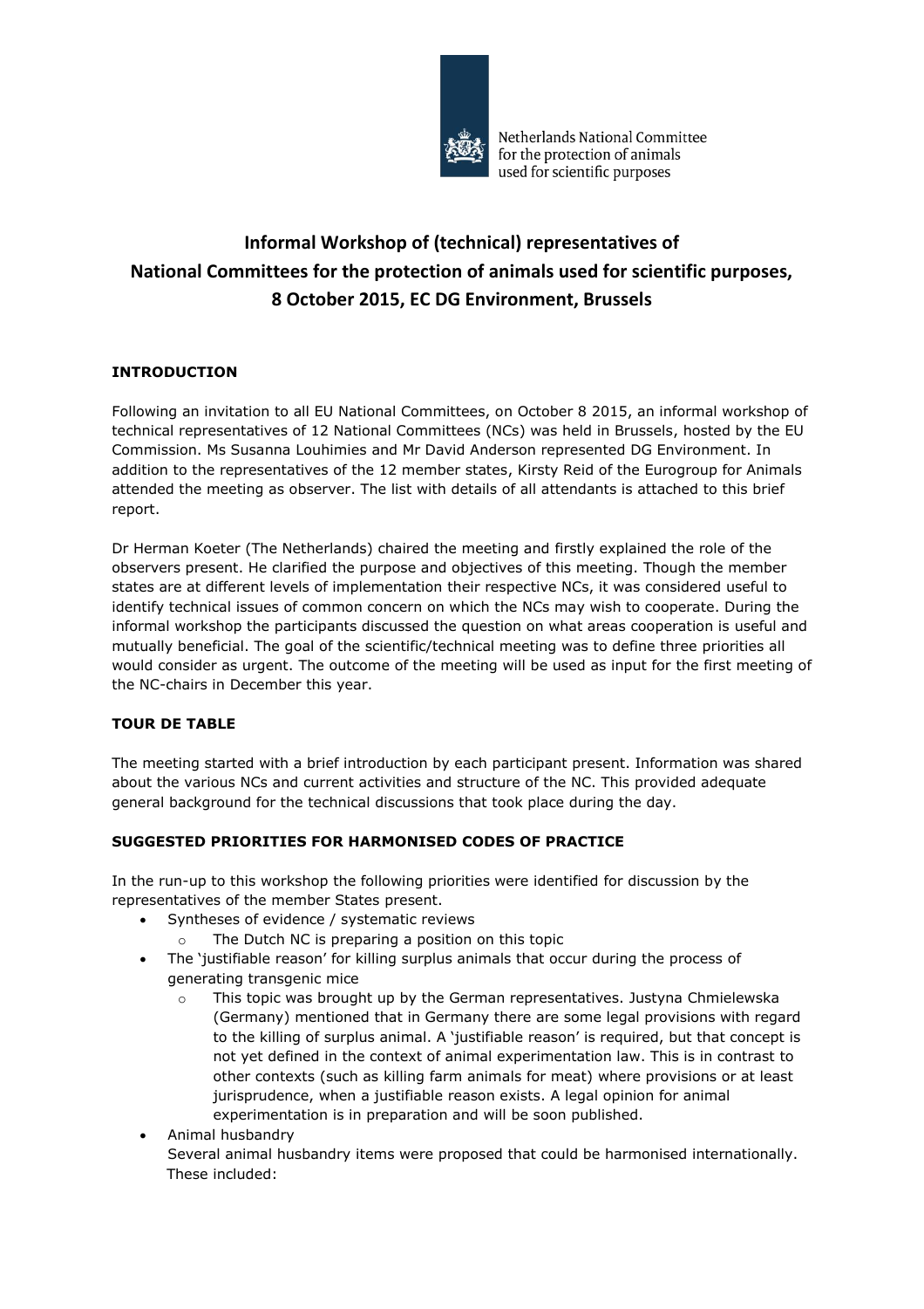Netherlands National Committee
for the protection of animals
used for scientific purposes

# Informal Workshop of (technical) representatives of National Committees for the protection of animals used for scientific purposes, 8 October 2015, EC DG Environment, Brussels

## INTRODUCTION

Following an invitation to all EU National Committees, on October 8 2015, an informal workshop of technical representatives of 12 National Committees (NCs) was held in Brussels, hosted by the EU Commission. Ms Susanna Louhimies and Mr David Anderson represented DG Environment. In addition to the representatives of the 12 member states, Kirsty Reid of the Eurogroup for Animals attended the meeting as observer. The list with details of all attendants is attached to this brief report.

Dr Herman Koeter (The Netherlands) chaired the meeting and firstly explained the role of the observers present. He clarified the purpose and objectives of this meeting. Though the member states are at different levels of implementation their respective NCs, it was considered useful to identify technical issues of common concern on which the NCs may wish to cooperate. During the informal workshop the participants discussed the question on what areas cooperation is useful and mutually beneficial. The goal of the scientific/technical meeting was to define three priorities all would consider as urgent. The outcome of the meeting will be used as input for the first meeting of the NC-chairs in December this year.

## TOUR DE TABLE

The meeting started with a brief introduction by each participant present. Information was shared about the various NCs and current activities and structure of the NC. This provided adequate general background for the technical discussions that took place during the day.

## SUGGESTED PRIORITIES FOR HARMONISED CODES OF PRACTICE

In the run-up to this workshop the following priorities were identified for discussion by the representatives of the member States present.

- Syntheses of evidence / systematic reviews
  - The Dutch NC is preparing a position on this topic
- The 'justifiable reason' for killing surplus animals that occur during the process of generating transgenic mice
  - This topic was brought up by the German representatives. Justyna Chmielewska (Germany) mentioned that in Germany there are some legal provisions with regard to the killing of surplus animal. A 'justifiable reason' is required, but that concept is not yet defined in the context of animal experimentation law. This is in contrast to other contexts (such as killing farm animals for meat) where provisions or at least jurisprudence, when a justifiable reason exists. A legal opinion for animal experimentation is in preparation and will be soon published.
- Animal husbandry
  Several animal husbandry items were proposed that could be harmonised internationally. These included: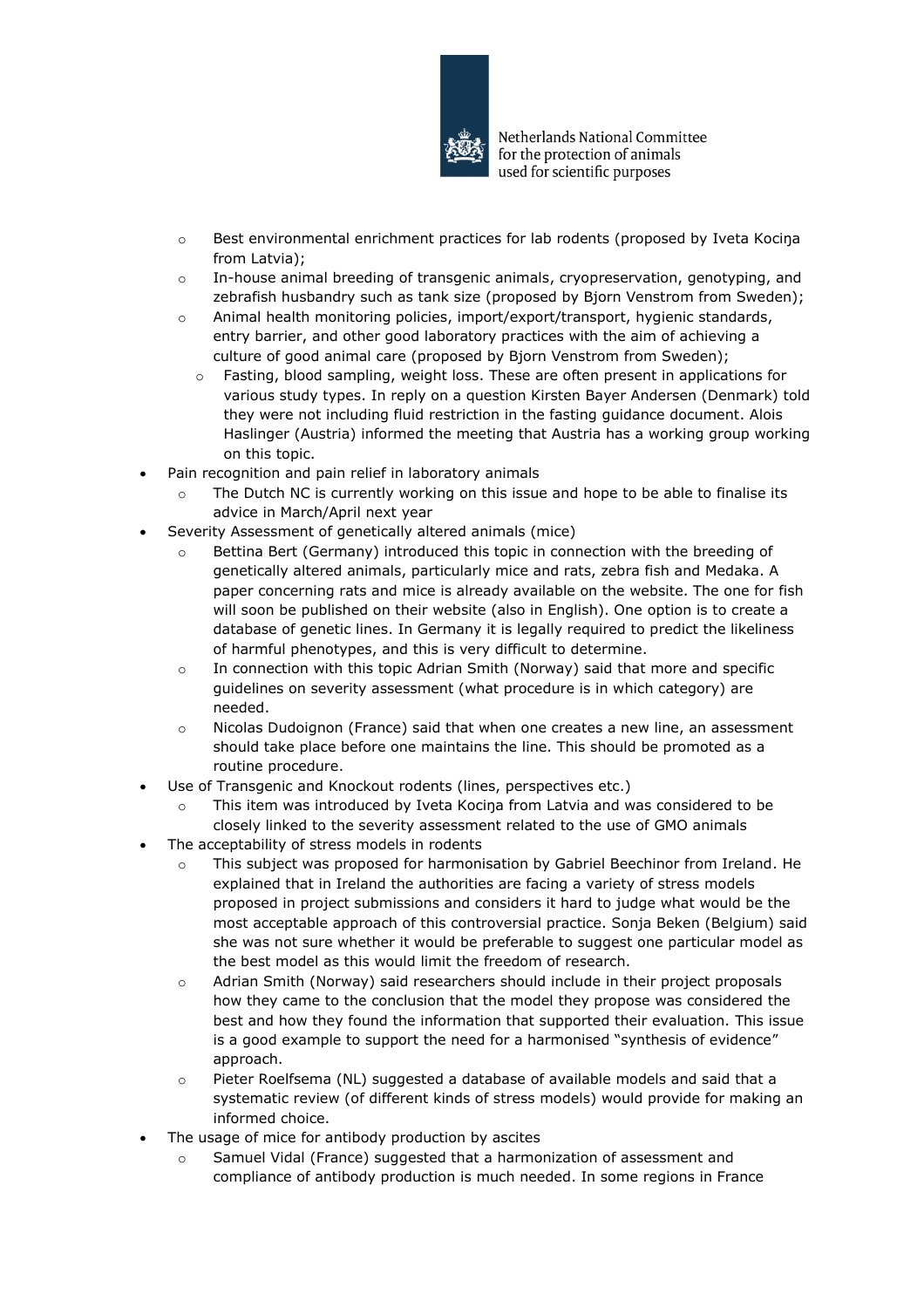- Best environmental enrichment practices for lab rodents (proposed by Iveta Kociņa from Latvia);
  - In-house animal breeding of transgenic animals, cryopreservation, genotyping, and zebrafish husbandry such as tank size (proposed by Bjorn Venstrom from Sweden);
  - Animal health monitoring policies, import/export/transport, hygienic standards, entry barrier, and other good laboratory practices with the aim of achieving a culture of good animal care (proposed by Bjorn Venstrom from Sweden);
  - Fasting, blood sampling, weight loss. These are often present in applications for various study types. In reply on a question Kirsten Bayer Andersen (Denmark) told they were not including fluid restriction in the fasting guidance document. Alois Haslinger (Austria) informed the meeting that Austria has a working group working on this topic.
- Pain recognition and pain relief in laboratory animals
  - The Dutch NC is currently working on this issue and hope to be able to finalise its advice in March/April next year
- Severity Assessment of genetically altered animals (mice)
  - Bettina Bert (Germany) introduced this topic in connection with the breeding of genetically altered animals, particularly mice and rats, zebra fish and Medaka. A paper concerning rats and mice is already available on the website. The one for fish will soon be published on their website (also in English). One option is to create a database of genetic lines. In Germany it is legally required to predict the likeliness of harmful phenotypes, and this is very difficult to determine.
  - In connection with this topic Adrian Smith (Norway) said that more and specific guidelines on severity assessment (what procedure is in which category) are needed.
  - Nicolas Dudoignon (France) said that when one creates a new line, an assessment should take place before one maintains the line. This should be promoted as a routine procedure.
- Use of Transgenic and Knockout rodents (lines, perspectives etc.)
  - This item was introduced by Iveta Kociņa from Latvia and was considered to be closely linked to the severity assessment related to the use of GMO animals
- The acceptability of stress models in rodents
  - This subject was proposed for harmonisation by Gabriel Beechinor from Ireland. He explained that in Ireland the authorities are facing a variety of stress models proposed in project submissions and considers it hard to judge what would be the most acceptable approach of this controversial practice. Sonja Beken (Belgium) said she was not sure whether it would be preferable to suggest one particular model as the best model as this would limit the freedom of research.
  - Adrian Smith (Norway) said researchers should include in their project proposals how they came to the conclusion that the model they propose was considered the best and how they found the information that supported their evaluation. This issue is a good example to support the need for a harmonised "synthesis of evidence" approach.
  - Pieter Roelfsema (NL) suggested a database of available models and said that a systematic review (of different kinds of stress models) would provide for making an informed choice.
- The usage of mice for antibody production by ascites
  - Samuel Vidal (France) suggested that a harmonization of assessment and compliance of antibody production is much needed. In some regions in France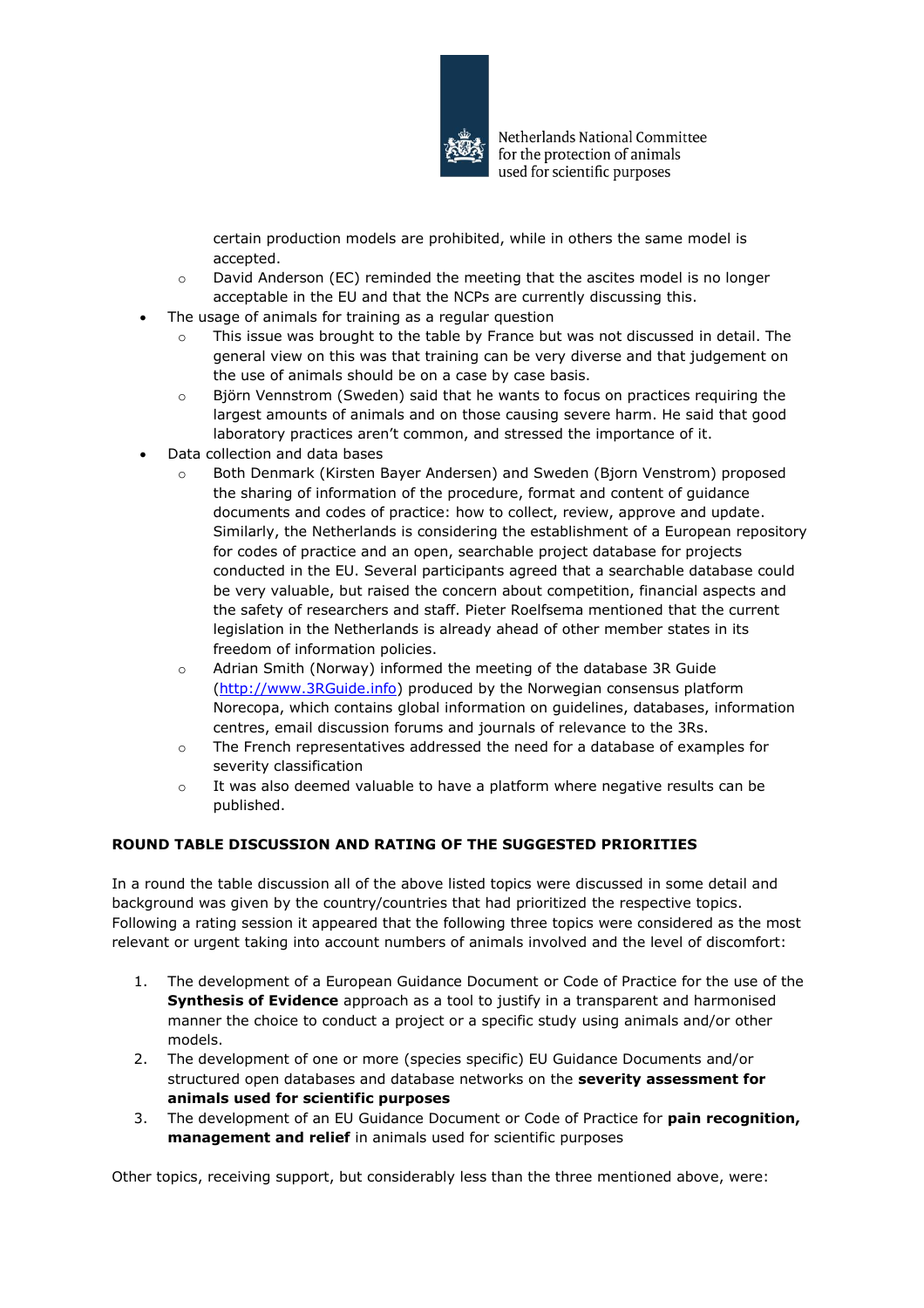certain production models are prohibited, while in others the same model is accepted.

    - David Anderson (EC) reminded the meeting that the ascites model is no longer acceptable in the EU and that the NCPs are currently discussing this.
- The usage of animals for training as a regular question
    - This issue was brought to the table by France but was not discussed in detail. The general view on this was that training can be very diverse and that judgement on the use of animals should be on a case by case basis.
    - Björn Vennstrom (Sweden) said that he wants to focus on practices requiring the largest amounts of animals and on those causing severe harm. He said that good laboratory practices aren't common, and stressed the importance of it.
- Data collection and data bases
    - Both Denmark (Kirsten Bayer Andersen) and Sweden (Bjorn Venstrom) proposed the sharing of information of the procedure, format and content of guidance documents and codes of practice: how to collect, review, approve and update. Similarly, the Netherlands is considering the establishment of a European repository for codes of practice and an open, searchable project database for projects conducted in the EU. Several participants agreed that a searchable database could be very valuable, but raised the concern about competition, financial aspects and the safety of researchers and staff. Pieter Roelfsema mentioned that the current legislation in the Netherlands is already ahead of other member states in its freedom of information policies.
    - Adrian Smith (Norway) informed the meeting of the database 3R Guide (http://www.3RGuide.info) produced by the Norwegian consensus platform Norecopa, which contains global information on guidelines, databases, information centres, email discussion forums and journals of relevance to the 3Rs.
    - The French representatives addressed the need for a database of examples for severity classification
    - It was also deemed valuable to have a platform where negative results can be published.

## ROUND TABLE DISCUSSION AND RATING OF THE SUGGESTED PRIORITIES

In a round the table discussion all of the above listed topics were discussed in some detail and background was given by the country/countries that had prioritized the respective topics. Following a rating session it appeared that the following three topics were considered as the most relevant or urgent taking into account numbers of animals involved and the level of discomfort:

1. The development of a European Guidance Document or Code of Practice for the use of the **Synthesis of Evidence** approach as a tool to justify in a transparent and harmonised manner the choice to conduct a project or a specific study using animals and/or other models.
2. The development of one or more (species specific) EU Guidance Documents and/or structured open databases and database networks on the **severity assessment for animals used for scientific purposes**
3. The development of an EU Guidance Document or Code of Practice for **pain recognition, management and relief** in animals used for scientific purposes

Other topics, receiving support, but considerably less than the three mentioned above, were: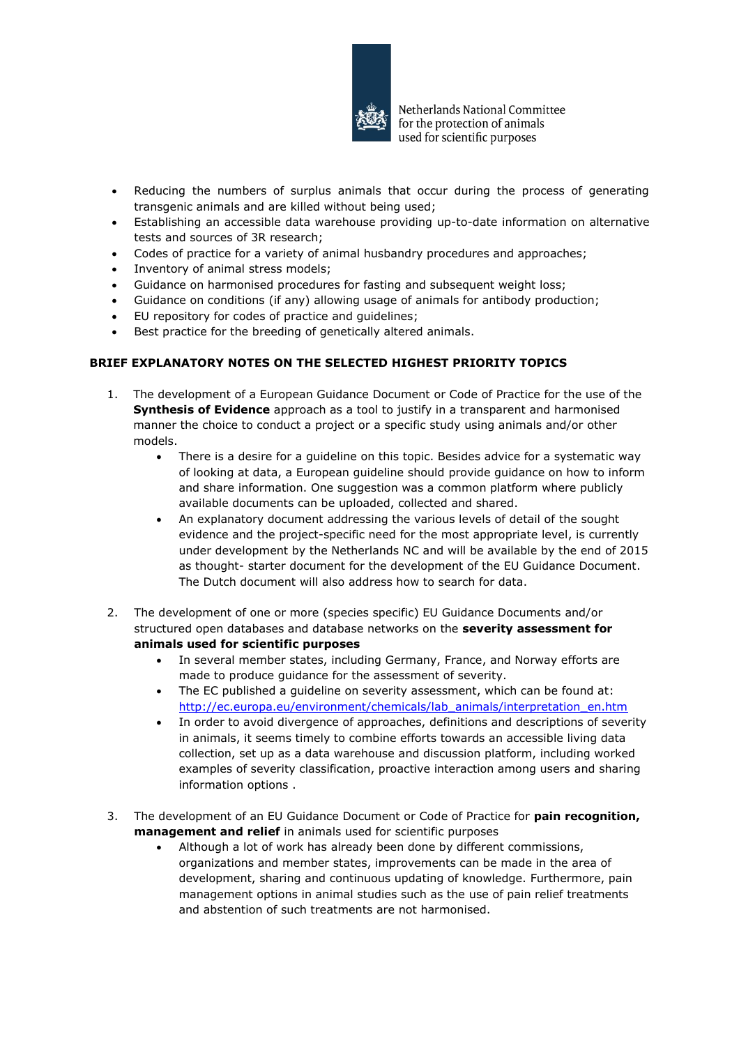- Reducing the numbers of surplus animals that occur during the process of generating transgenic animals and are killed without being used;
- Establishing an accessible data warehouse providing up-to-date information on alternative tests and sources of 3R research;
- Codes of practice for a variety of animal husbandry procedures and approaches;
- Inventory of animal stress models;
- Guidance on harmonised procedures for fasting and subsequent weight loss;
- Guidance on conditions (if any) allowing usage of animals for antibody production;
- EU repository for codes of practice and guidelines;
- Best practice for the breeding of genetically altered animals.

**BRIEF EXPLANATORY NOTES ON THE SELECTED HIGHEST PRIORITY TOPICS**

1. The development of a European Guidance Document or Code of Practice for the use of the **Synthesis of Evidence** approach as a tool to justify in a transparent and harmonised manner the choice to conduct a project or a specific study using animals and/or other models.
   - There is a desire for a guideline on this topic. Besides advice for a systematic way of looking at data, a European guideline should provide guidance on how to inform and share information. One suggestion was a common platform where publicly available documents can be uploaded, collected and shared.
   - An explanatory document addressing the various levels of detail of the sought evidence and the project-specific need for the most appropriate level, is currently under development by the Netherlands NC and will be available by the end of 2015 as thought- starter document for the development of the EU Guidance Document. The Dutch document will also address how to search for data.

2. The development of one or more (species specific) EU Guidance Documents and/or structured open databases and database networks on the **severity assessment for animals used for scientific purposes**
   - In several member states, including Germany, France, and Norway efforts are made to produce guidance for the assessment of severity.
   - The EC published a guideline on severity assessment, which can be found at: http://ec.europa.eu/environment/chemicals/lab_animals/interpretation_en.htm
   - In order to avoid divergence of approaches, definitions and descriptions of severity in animals, it seems timely to combine efforts towards an accessible living data collection, set up as a data warehouse and discussion platform, including worked examples of severity classification, proactive interaction among users and sharing information options .

3. The development of an EU Guidance Document or Code of Practice for **pain recognition, management and relief** in animals used for scientific purposes
   - Although a lot of work has already been done by different commissions, organizations and member states, improvements can be made in the area of development, sharing and continuous updating of knowledge. Furthermore, pain management options in animal studies such as the use of pain relief treatments and abstention of such treatments are not harmonised.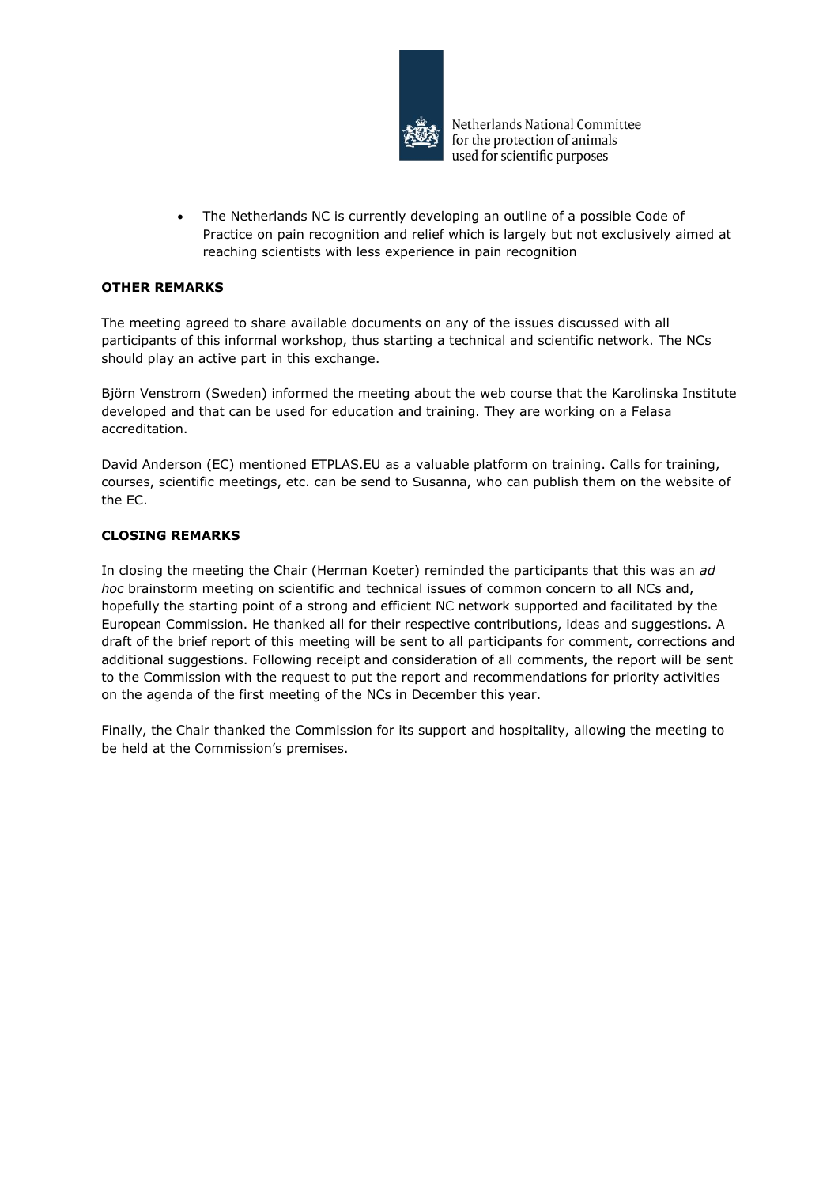- The Netherlands NC is currently developing an outline of a possible Code of Practice on pain recognition and relief which is largely but not exclusively aimed at reaching scientists with less experience in pain recognition

**OTHER REMARKS**

The meeting agreed to share available documents on any of the issues discussed with all participants of this informal workshop, thus starting a technical and scientific network. The NCs should play an active part in this exchange.

Björn Venstrom (Sweden) informed the meeting about the web course that the Karolinska Institute developed and that can be used for education and training. They are working on a Felasa accreditation.

David Anderson (EC) mentioned ETPLAS.EU as a valuable platform on training. Calls for training, courses, scientific meetings, etc. can be send to Susanna, who can publish them on the website of the EC.

**CLOSING REMARKS**

In closing the meeting the Chair (Herman Koeter) reminded the participants that this was an *ad hoc* brainstorm meeting on scientific and technical issues of common concern to all NCs and, hopefully the starting point of a strong and efficient NC network supported and facilitated by the European Commission. He thanked all for their respective contributions, ideas and suggestions. A draft of the brief report of this meeting will be sent to all participants for comment, corrections and additional suggestions. Following receipt and consideration of all comments, the report will be sent to the Commission with the request to put the report and recommendations for priority activities on the agenda of the first meeting of the NCs in December this year.

Finally, the Chair thanked the Commission for its support and hospitality, allowing the meeting to be held at the Commission's premises.